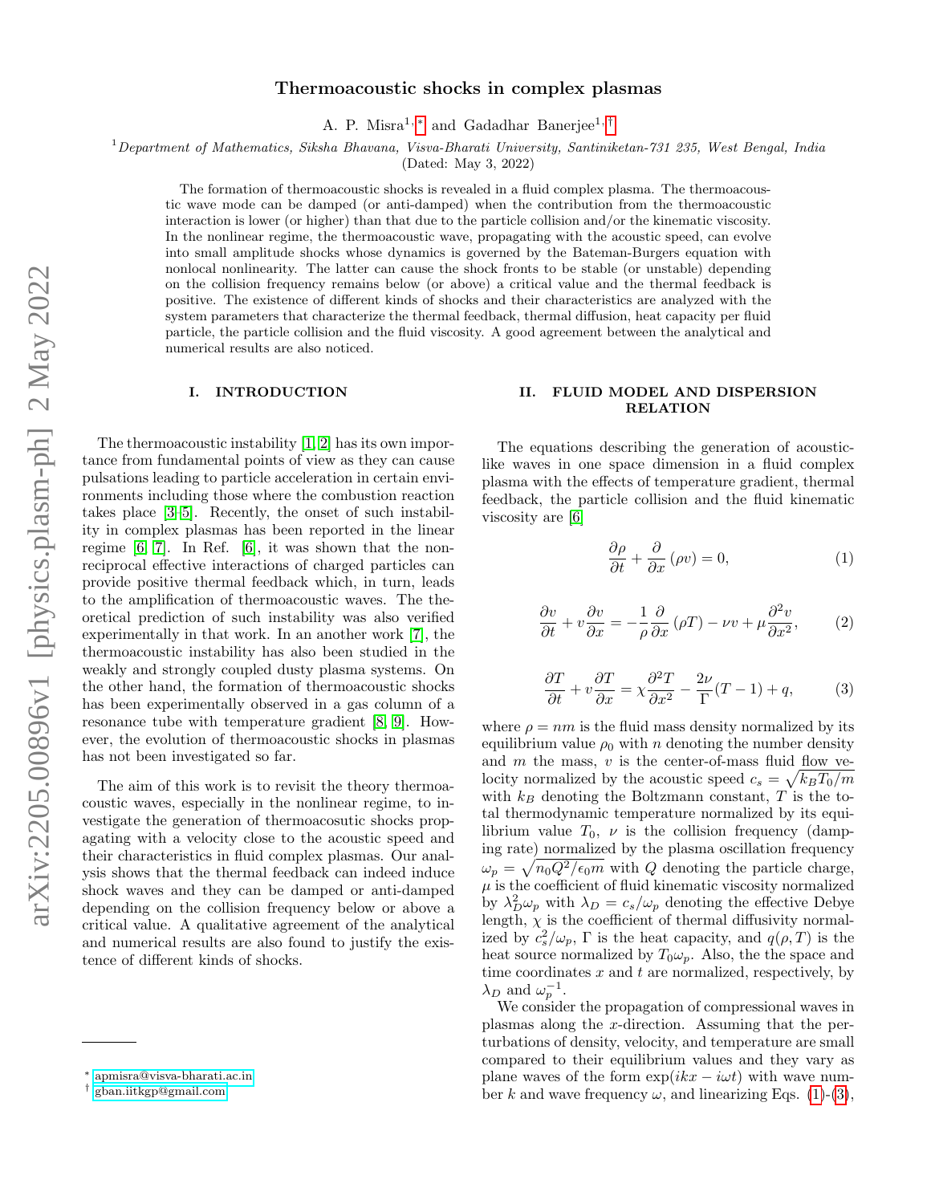# Thermoacoustic shocks in complex plasmas

A. P. Misra[1,*] and Gadadhar Banerjee[1,†]

[1] *Department of Mathematics, Siksha Bhavana, Visva-Bharati University, Santiniketan-731 235, West Bengal, India*

(Dated: May 3, 2022)

The formation of thermoacoustic shocks is revealed in a fluid complex plasma. The thermoacoustic wave mode can be damped (or anti-damped) when the contribution from the thermoacoustic interaction is lower (or higher) than that due to the particle collision and/or the kinematic viscosity. In the nonlinear regime, the thermoacoustic wave, propagating with the acoustic speed, can evolve into small amplitude shocks whose dynamics is governed by the Bateman-Burgers equation with nonlocal nonlinearity. The latter can cause the shock fronts to be stable (or unstable) depending on the collision frequency remains below (or above) a critical value and the thermal feedback is positive. The existence of different kinds of shocks and their characteristics are analyzed with the system parameters that characterize the thermal feedback, thermal diffusion, heat capacity per fluid particle, the particle collision and the fluid viscosity. A good agreement between the analytical and numerical results are also noticed.

## I. INTRODUCTION

The thermoacoustic instability [1, 2] has its own importance from fundamental points of view as they can cause pulsations leading to particle acceleration in certain environments including those where the combustion reaction takes place [3–5]. Recently, the onset of such instability in complex plasmas has been reported in the linear regime [6, 7]. In Ref. [6], it was shown that the nonreciprocal effective interactions of charged particles can provide positive thermal feedback which, in turn, leads to the amplification of thermoacoustic waves. The theoretical prediction of such instability was also verified experimentally in that work. In an another work [7], the thermoacoustic instability has also been studied in the weakly and strongly coupled dusty plasma systems. On the other hand, the formation of thermoacoustic shocks has been experimentally observed in a gas column of a resonance tube with temperature gradient [8, 9]. However, the evolution of thermoacoustic shocks in plasmas has not been investigated so far.

The aim of this work is to revisit the theory thermoacoustic waves, especially in the nonlinear regime, to investigate the generation of thermoacosutic shocks propagating with a velocity close to the acoustic speed and their characteristics in fluid complex plasmas. Our analysis shows that the thermal feedback can indeed induce shock waves and they can be damped or anti-damped depending on the collision frequency below or above a critical value. A qualitative agreement of the analytical and numerical results are also found to justify the existence of different kinds of shocks.

## II. FLUID MODEL AND DISPERSION RELATION

The equations describing the generation of acoustic-like waves in one space dimension in a fluid complex plasma with the effects of temperature gradient, thermal feedback, the particle collision and the fluid kinematic viscosity are [6]

$$\frac{\partial \rho}{\partial t} + \frac{\partial}{\partial x}(\rho v) = 0, \tag{1}$$

$$\frac{\partial v}{\partial t} + v\frac{\partial v}{\partial x} = -\frac{1}{\rho}\frac{\partial}{\partial x}(\rho T) - \nu v + \mu\frac{\partial^2 v}{\partial x^2}, \tag{2}$$

$$\frac{\partial T}{\partial t} + v\frac{\partial T}{\partial x} = \chi\frac{\partial^2 T}{\partial x^2} - \frac{2\nu}{\Gamma}(T-1) + q, \tag{3}$$

where $\rho = nm$ is the fluid mass density normalized by its equilibrium value $\rho_0$ with $n$ denoting the number density and $m$ the mass, $v$ is the center-of-mass fluid flow velocity normalized by the acoustic speed $c_s = \sqrt{k_B T_0/m}$ with $k_B$ denoting the Boltzmann constant, $T$ is the total thermodynamic temperature normalized by its equilibrium value $T_0$, $\nu$ is the collision frequency (damping rate) normalized by the plasma oscillation frequency $\omega_p = \sqrt{n_0 Q^2/\epsilon_0 m}$ with $Q$ denoting the particle charge, $\mu$ is the coefficient of fluid kinematic viscosity normalized by $\lambda_D^2\omega_p$ with $\lambda_D = c_s/\omega_p$ denoting the effective Debye length, $\chi$ is the coefficient of thermal diffusivity normalized by $c_s^2/\omega_p$, $\Gamma$ is the heat capacity, and $q(\rho, T)$ is the heat source normalized by $T_0\omega_p$. Also, the the space and time coordinates $x$ and $t$ are normalized, respectively, by $\lambda_D$ and $\omega_p^{-1}$.

We consider the propagation of compressional waves in plasmas along the $x$-direction. Assuming that the perturbations of density, velocity, and temperature are small compared to their equilibrium values and they vary as plane waves of the form $\exp(ikx - i\omega t)$ with wave number $k$ and wave frequency $\omega$, and linearizing Eqs. (1)-(3),

---

* apmisra@visva-bharati.ac.in
† gban.iitkgp@gmail.com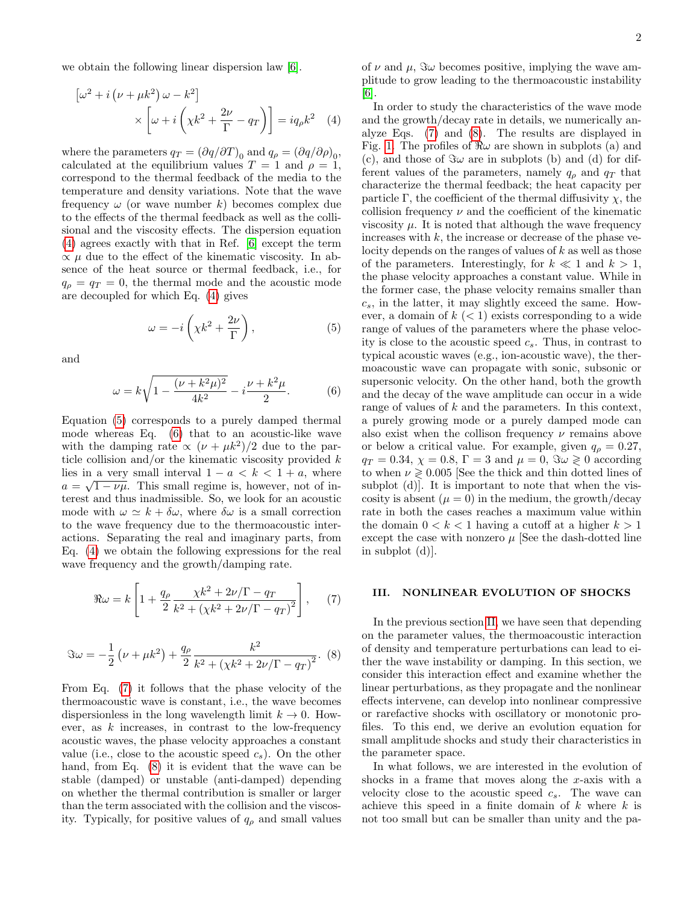we obtain the following linear dispersion law [6].

$$
\left[\omega^2 + i\left(\nu + \mu k^2\right)\omega - k^2\right] \times \left[\omega + i\left(\chi k^2 + \frac{2\nu}{\Gamma} - q_T\right)\right] = i q_\rho k^2 \quad (4)
$$

where the parameters $q_T = (\partial q/\partial T)_0$ and $q_\rho = (\partial q/\partial \rho)_0$, calculated at the equilibrium values $T = 1$ and $\rho = 1$, correspond to the thermal feedback of the media to the temperature and density variations. Note that the wave frequency $\omega$ (or wave number $k$) becomes complex due to the effects of the thermal feedback as well as the collisional and the viscosity effects. The dispersion equation (4) agrees exactly with that in Ref. [6] except the term $\propto \mu$ due to the effect of the kinematic viscosity. In absence of the heat source or thermal feedback, i.e., for $q_\rho = q_T = 0$, the thermal mode and the acoustic mode are decoupled for which Eq. (4) gives

$$
\omega = -i\left(\chi k^2 + \frac{2\nu}{\Gamma}\right), \quad (5)
$$

and

$$
\omega = k\sqrt{1 - \frac{(\nu + k^2\mu)^2}{4k^2}} - i\frac{\nu + k^2\mu}{2}. \quad (6)
$$

Equation (5) corresponds to a purely damped thermal mode whereas Eq. (6) that to an acoustic-like wave with the damping rate $\propto (\nu + \mu k^2)/2$ due to the particle collision and/or the kinematic viscosity provided $k$ lies in a very small interval $1 - a < k < 1 + a$, where $a = \sqrt{1 - \nu\mu}$. This small regime is, however, not of interest and thus inadmissible. So, we look for an acoustic mode with $\omega \simeq k + \delta\omega$, where $\delta\omega$ is a small correction to the wave frequency due to the thermoacoustic interactions. Separating the real and imaginary parts, from Eq. (4) we obtain the following expressions for the real wave frequency and the growth/damping rate.

$$
\Re\omega = k\left[1 + \frac{q_\rho}{2}\frac{\chi k^2 + 2\nu/\Gamma - q_T}{k^2 + \left(\chi k^2 + 2\nu/\Gamma - q_T\right)^2}\right], \quad (7)
$$

$$
\Im\omega = -\frac{1}{2}\left(\nu + \mu k^2\right) + \frac{q_\rho}{2}\frac{k^2}{k^2 + \left(\chi k^2 + 2\nu/\Gamma - q_T\right)^2}. \quad (8)
$$

From Eq. (7) it follows that the phase velocity of the thermoacoustic wave is constant, i.e., the wave becomes dispersionless in the long wavelength limit $k \to 0$. However, as $k$ increases, in contrast to the low-frequency acoustic waves, the phase velocity approaches a constant value (i.e., close to the acoustic speed $c_s$). On the other hand, from Eq. (8) it is evident that the wave can be stable (damped) or unstable (anti-damped) depending on whether the thermal contribution is smaller or larger than the term associated with the collision and the viscosity. Typically, for positive values of $q_\rho$ and small values of $\nu$ and $\mu$, $\Im\omega$ becomes positive, implying the wave amplitude to grow leading to the thermoacoustic instability [6].

In order to study the characteristics of the wave mode and the growth/decay rate in details, we numerically analyze Eqs. (7) and (8). The results are displayed in Fig. 1. The profiles of $\Re\omega$ are shown in subplots (a) and (c), and those of $\Im\omega$ are in subplots (b) and (d) for different values of the parameters, namely $q_\rho$ and $q_T$ that characterize the thermal feedback; the heat capacity per particle $\Gamma$, the coefficient of the thermal diffusivity $\chi$, the collision frequency $\nu$ and the coefficient of the kinematic viscosity $\mu$. It is noted that although the wave frequency increases with $k$, the increase or decrease of the phase velocity depends on the ranges of values of $k$ as well as those of the parameters. Interestingly, for $k \ll 1$ and $k > 1$, the phase velocity approaches a constant value. While in the former case, the phase velocity remains smaller than $c_s$, in the latter, it may slightly exceed the same. However, a domain of $k$ ($< 1$) exists corresponding to a wide range of values of the parameters where the phase velocity is close to the acoustic speed $c_s$. Thus, in contrast to typical acoustic waves (e.g., ion-acoustic wave), the thermoacoustic wave can propagate with sonic, subsonic or supersonic velocity. On the other hand, both the growth and the decay of the wave amplitude can occur in a wide range of values of $k$ and the parameters. In this context, a purely growing mode or a purely damped mode can also exist when the collison frequency $\nu$ remains above or below a critical value. For example, given $q_\rho = 0.27$, $q_T = 0.34$, $\chi = 0.8$, $\Gamma = 3$ and $\mu = 0$, $\Im\omega \gtrless 0$ according to when $\nu \gtrless 0.005$ [See the thick and thin dotted lines of subplot (d)]. It is important to note that when the viscosity is absent ($\mu = 0$) in the medium, the growth/decay rate in both the cases reaches a maximum value within the domain $0 < k < 1$ having a cutoff at a higher $k > 1$ except the case with nonzero $\mu$ [See the dash-dotted line in subplot (d)].

## III. NONLINEAR EVOLUTION OF SHOCKS

In the previous section II, we have seen that depending on the parameter values, the thermoacoustic interaction of density and temperature perturbations can lead to either the wave instability or damping. In this section, we consider this interaction effect and examine whether the linear perturbations, as they propagate and the nonlinear effects intervene, can develop into nonlinear compressive or rarefactive shocks with oscillatory or monotonic profiles. To this end, we derive an evolution equation for small amplitude shocks and study their characteristics in the parameter space.

In what follows, we are interested in the evolution of shocks in a frame that moves along the $x$-axis with a velocity close to the acoustic speed $c_s$. The wave can achieve this speed in a finite domain of $k$ where $k$ is not too small but can be smaller than unity and the pa-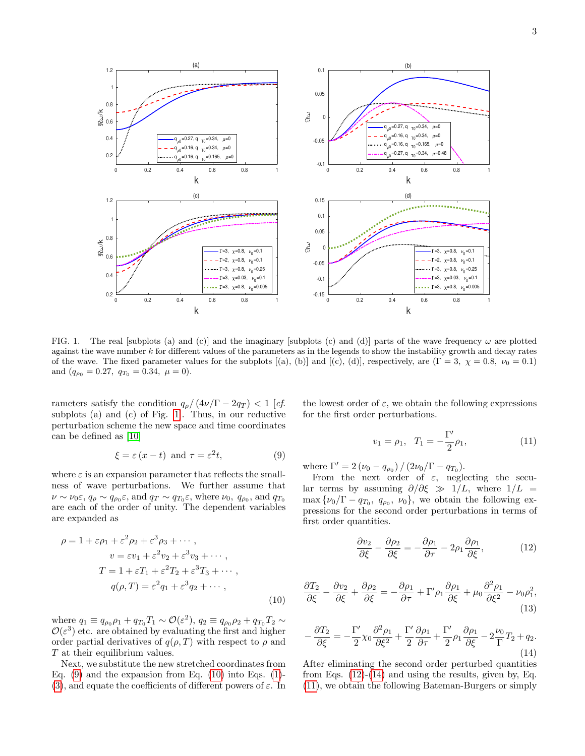FIG. 1. The real [subplots (a) and (c)] and the imaginary [subplots (c) and (d)] parts of the wave frequency $\omega$ are plotted against the wave number $k$ for different values of the parameters as in the legends to show the instability growth and decay rates of the wave. The fixed parameter values for the subplots [(a), (b)] and [(c), (d)], respectively, are ($\Gamma = 3,\ \chi = 0.8,\ \nu_0 = 0.1$) and ($q_{\rho_0} = 0.27,\ q_{T_0} = 0.34,\ \mu = 0$).

rameters satisfy the condition $q_\rho/\left(4\nu/\Gamma - 2q_T\right) < 1$ [*cf.* subplots (a) and (c) of Fig. 1]. Thus, in our reductive perturbation scheme the new space and time coordinates can be defined as [10]

$$\xi = \varepsilon\left(x - t\right) \text{ and } \tau = \varepsilon^2 t, \tag{9}$$

where $\varepsilon$ is an expansion parameter that reflects the smallness of wave perturbations. We further assume that $\nu \sim \nu_0\varepsilon$, $q_\rho \sim q_{\rho_0}\varepsilon$, and $q_T \sim q_{T_0}\varepsilon$, where $\nu_0$, $q_{\rho_0}$, and $q_{T_0}$ are each of the order of unity. The dependent variables are expanded as

$$\begin{aligned} \rho &= 1 + \varepsilon\rho_1 + \varepsilon^2\rho_2 + \varepsilon^3\rho_3 + \cdots, \\ v &= \varepsilon v_1 + \varepsilon^2 v_2 + \varepsilon^3 v_3 + \cdots, \\ T &= 1 + \varepsilon T_1 + \varepsilon^2 T_2 + \varepsilon^3 T_3 + \cdots, \\ q(\rho, T) &= \varepsilon^2 q_1 + \varepsilon^3 q_2 + \cdots, \end{aligned} \tag{10}$$

where $q_1 \equiv q_{\rho_0}\rho_1 + q_{T_0}T_1 \sim \mathcal{O}(\varepsilon^2)$, $q_2 \equiv q_{\rho_0}\rho_2 + q_{T_0}T_2 \sim \mathcal{O}(\varepsilon^3)$ etc. are obtained by evaluating the first and higher order partial derivatives of $q(\rho, T)$ with respect to $\rho$ and $T$ at their equilibrium values.

Next, we substitute the new stretched coordinates from Eq. (9) and the expansion from Eq. (10) into Eqs. (1)-(3), and equate the coefficients of different powers of $\varepsilon$. In the lowest order of $\varepsilon$, we obtain the following expressions for the first order perturbations.

$$v_1 = \rho_1, \quad T_1 = -\frac{\Gamma'}{2}\rho_1, \tag{11}$$

where $\Gamma' = 2\left(\nu_0 - q_{\rho_0}\right)/\left(2\nu_0/\Gamma - q_{T_0}\right)$.

From the next order of $\varepsilon$, neglecting the secular terms by assuming $\partial/\partial\xi \gg 1/L$, where $1/L = \max\{\nu_0/\Gamma - q_{T_0},\ q_{\rho_0},\ \nu_0\}$, we obtain the following expressions for the second order perturbations in terms of first order quantities.

$$\frac{\partial v_2}{\partial\xi} - \frac{\partial\rho_2}{\partial\xi} = -\frac{\partial\rho_1}{\partial\tau} - 2\rho_1\frac{\partial\rho_1}{\partial\xi}, \tag{12}$$

$$\frac{\partial T_2}{\partial\xi} - \frac{\partial v_2}{\partial\xi} + \frac{\partial\rho_2}{\partial\xi} = -\frac{\partial\rho_1}{\partial\tau} + \Gamma'\rho_1\frac{\partial\rho_1}{\partial\xi} + \mu_0\frac{\partial^2\rho_1}{\partial\xi^2} - \nu_0\rho_1^2, \tag{13}$$

$$-\frac{\partial T_2}{\partial\xi} = -\frac{\Gamma'}{2}\chi_0\frac{\partial^2\rho_1}{\partial\xi^2} + \frac{\Gamma'}{2}\frac{\partial\rho_1}{\partial\tau} + \frac{\Gamma'}{2}\rho_1\frac{\partial\rho_1}{\partial\xi} - 2\frac{\nu_0}{\Gamma}T_2 + q_2. \tag{14}$$

After eliminating the second order perturbed quantities from Eqs. (12)-(14) and using the results, given by, Eq. (11), we obtain the following Bateman-Burgers or simply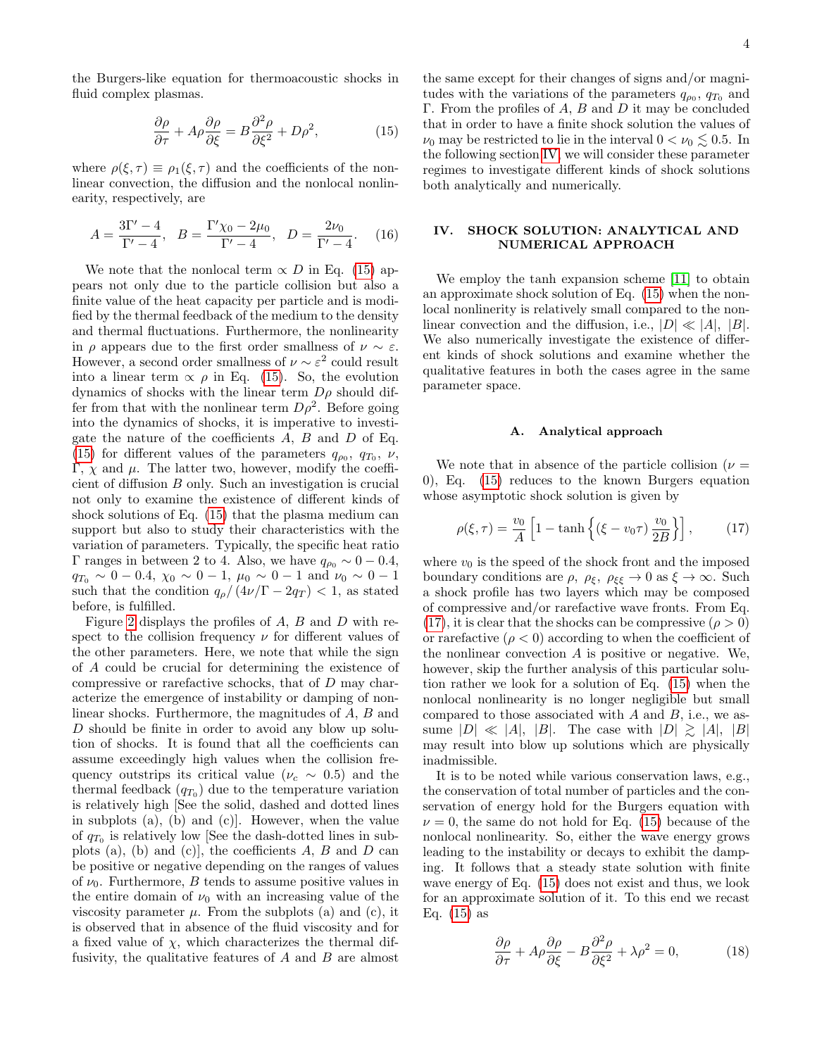the Burgers-like equation for thermoacoustic shocks in fluid complex plasmas.

$$\frac{\partial \rho}{\partial \tau} + A\rho \frac{\partial \rho}{\partial \xi} = B\frac{\partial^2 \rho}{\partial \xi^2} + D\rho^2, \tag{15}$$

where $\rho(\xi, \tau) \equiv \rho_1(\xi, \tau)$ and the coefficients of the nonlinear convection, the diffusion and the nonlocal nonlinearity, respectively, are

$$A = \frac{3\Gamma' - 4}{\Gamma' - 4}, \quad B = \frac{\Gamma' \chi_0 - 2\mu_0}{\Gamma' - 4}, \quad D = \frac{2\nu_0}{\Gamma' - 4}. \tag{16}$$

We note that the nonlocal term $\propto D$ in Eq. (15) appears not only due to the particle collision but also a finite value of the heat capacity per particle and is modified by the thermal feedback of the medium to the density and thermal fluctuations. Furthermore, the nonlinearity in $\rho$ appears due to the first order smallness of $\nu \sim \varepsilon$. However, a second order smallness of $\nu \sim \varepsilon^2$ could result into a linear term $\propto \rho$ in Eq. (15). So, the evolution dynamics of shocks with the linear term $D\rho$ should differ from that with the nonlinear term $D\rho^2$. Before going into the dynamics of shocks, it is imperative to investigate the nature of the coefficients $A$, $B$ and $D$ of Eq. (15) for different values of the parameters $q_{\rho_0}$, $q_{T_0}$, $\nu$, $\Gamma$, $\chi$ and $\mu$. The latter two, however, modify the coefficient of diffusion $B$ only. Such an investigation is crucial not only to examine the existence of different kinds of shock solutions of Eq. (15) that the plasma medium can support but also to study their characteristics with the variation of parameters. Typically, the specific heat ratio $\Gamma$ ranges in between 2 to 4. Also, we have $q_{\rho_0} \sim 0-0.4$, $q_{T_0} \sim 0-0.4$, $\chi_0 \sim 0-1$, $\mu_0 \sim 0-1$ and $\nu_0 \sim 0-1$ such that the condition $q_\rho / (4\nu/\Gamma - 2q_T) < 1$, as stated before, is fulfilled.

Figure 2 displays the profiles of $A$, $B$ and $D$ with respect to the collision frequency $\nu$ for different values of the other parameters. Here, we note that while the sign of $A$ could be crucial for determining the existence of compressive or rarefactive schocks, that of $D$ may characterize the emergence of instability or damping of nonlinear shocks. Furthermore, the magnitudes of $A$, $B$ and $D$ should be finite in order to avoid any blow up solution of shocks. It is found that all the coefficients can assume exceedingly high values when the collision frequency outstrips its critical value ($\nu_c \sim 0.5$) and the thermal feedback ($q_{T_0}$) due to the temperature variation is relatively high [See the solid, dashed and dotted lines in subplots (a), (b) and (c)]. However, when the value of $q_{T_0}$ is relatively low [See the dash-dotted lines in subplots (a), (b) and (c)], the coefficients $A$, $B$ and $D$ can be positive or negative depending on the ranges of values of $\nu_0$. Furthermore, $B$ tends to assume positive values in the entire domain of $\nu_0$ with an increasing value of the viscosity parameter $\mu$. From the subplots (a) and (c), it is observed that in absence of the fluid viscosity and for a fixed value of $\chi$, which characterizes the thermal diffusivity, the qualitative features of $A$ and $B$ are almost the same except for their changes of signs and/or magnitudes with the variations of the parameters $q_{\rho_0}$, $q_{T_0}$ and $\Gamma$. From the profiles of $A$, $B$ and $D$ it may be concluded that in order to have a finite shock solution the values of $\nu_0$ may be restricted to lie in the interval $0 < \nu_0 \lesssim 0.5$. In the following section IV, we will consider these parameter regimes to investigate different kinds of shock solutions both analytically and numerically.

## IV. SHOCK SOLUTION: ANALYTICAL AND NUMERICAL APPROACH

We employ the tanh expansion scheme [11] to obtain an approximate shock solution of Eq. (15) when the nonlocal nonlinerity is relatively small compared to the nonlinear convection and the diffusion, i.e., $|D| \ll |A|,\ |B|$. We also numerically investigate the existence of different kinds of shock solutions and examine whether the qualitative features in both the cases agree in the same parameter space.

### A. Analytical approach

We note that in absence of the particle collision ($\nu = 0$), Eq. (15) reduces to the known Burgers equation whose asymptotic shock solution is given by

$$\rho(\xi, \tau) = \frac{v_0}{A}\left[1 - \tanh\left\{(\xi - v_0\tau)\frac{v_0}{2B}\right\}\right], \tag{17}$$

where $v_0$ is the speed of the shock front and the imposed boundary conditions are $\rho$, $\rho_\xi$, $\rho_{\xi\xi} \to 0$ as $\xi \to \infty$. Such a shock profile has two layers which may be composed of compressive and/or rarefactive wave fronts. From Eq. (17), it is clear that the shocks can be compressive ($\rho > 0$) or rarefactive ($\rho < 0$) according to when the coefficient of the nonlinear convection $A$ is positive or negative. We, however, skip the further analysis of this particular solution rather we look for a solution of Eq. (15) when the nonlocal nonlinearity is no longer negligible but small compared to those associated with $A$ and $B$, i.e., we assume $|D| \ll |A|,\ |B|$. The case with $|D| \gtrsim |A|,\ |B|$ may result into blow up solutions which are physically inadmissible.

It is to be noted while various conservation laws, e.g., the conservation of total number of particles and the conservation of energy hold for the Burgers equation with $\nu = 0$, the same do not hold for Eq. (15) because of the nonlocal nonlinearity. So, either the wave energy grows leading to the instability or decays to exhibit the damping. It follows that a steady state solution with finite wave energy of Eq. (15) does not exist and thus, we look for an approximate solution of it. To this end we recast Eq. (15) as

$$\frac{\partial \rho}{\partial \tau} + A\rho \frac{\partial \rho}{\partial \xi} - B\frac{\partial^2 \rho}{\partial \xi^2} + \lambda\rho^2 = 0, \tag{18}$$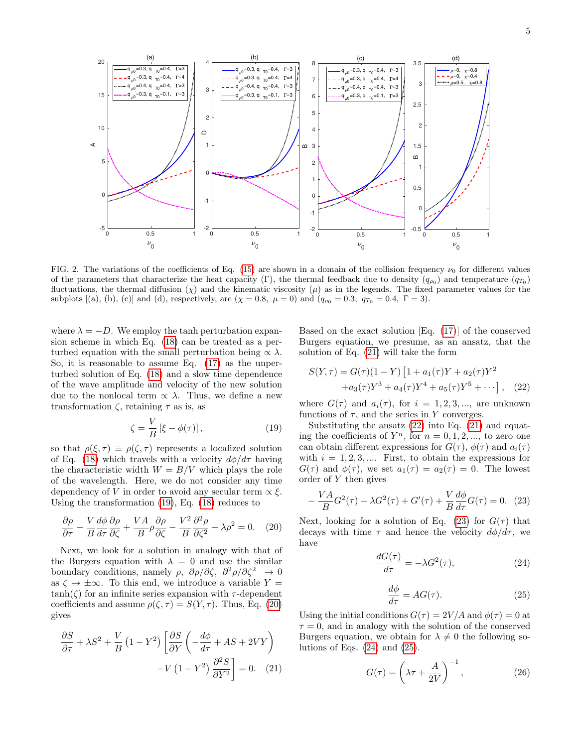FIG. 2. The variations of the coefficients of Eq. (15) are shown in a domain of the collision frequency $\nu_0$ for different values of the parameters that characterize the heat capacity ($\Gamma$), the thermal feedback due to density ($q_{\rho_0}$) and temperature ($q_{T_0}$) fluctuations, the thermal diffusion ($\chi$) and the kinematic viscosity ($\mu$) as in the legends. The fixed parameter values for the subplots [(a), (b), (c)] and (d), respectively, are ($\chi = 0.8,\ \mu = 0$) and ($q_{\rho_0} = 0.3,\ q_{T_0} = 0.4,\ \Gamma = 3$).

where $\lambda = -D$. We employ the tanh perturbation expansion scheme in which Eq. (18) can be treated as a perturbed equation with the small perturbation being $\propto \lambda$. So, it is reasonable to assume Eq. (17) as the unperturbed solution of Eq. (18) and a slow time dependence of the wave amplitude and velocity of the new solution due to the nonlocal term $\propto \lambda$. Thus, we define a new transformation $\zeta$, retaining $\tau$ as is, as

$$\zeta = \frac{V}{B}\left[\xi - \phi(\tau)\right], \tag{19}$$

so that $\rho(\xi, \tau) \equiv \rho(\zeta, \tau)$ represents a localized solution of Eq. (18) which travels with a velocity $d\phi/d\tau$ having the characteristic width $W = B/V$ which plays the role of the wavelength. Here, we do not consider any time dependency of $V$ in order to avoid any secular term $\propto \xi$. Using the transformation (19), Eq. (18) reduces to

$$\frac{\partial \rho}{\partial \tau} - \frac{V}{B}\frac{d\phi}{d\tau}\frac{\partial \rho}{\partial \zeta} + \frac{VA}{B}\rho\frac{\partial \rho}{\partial \zeta} - \frac{V^2}{B}\frac{\partial^2 \rho}{\partial \zeta^2} + \lambda\rho^2 = 0. \tag{20}$$

Next, we look for a solution in analogy with that of the Burgers equation with $\lambda = 0$ and use the similar boundary conditions, namely $\rho$, $\partial\rho/\partial\zeta$, $\partial^2\rho/\partial\zeta^2 \ \to 0$ as $\zeta \to \pm\infty$. To this end, we introduce a variable $Y = \tanh(\zeta)$ for an infinite series expansion with $\tau$-dependent coefficients and assume $\rho(\zeta, \tau) = S(Y, \tau)$. Thus, Eq. (20) gives

$$\frac{\partial S}{\partial \tau} + \lambda S^2 + \frac{V}{B}\left(1 - Y^2\right)\left[\frac{\partial S}{\partial Y}\left(-\frac{d\phi}{d\tau} + AS + 2VY\right) - V\left(1 - Y^2\right)\frac{\partial^2 S}{\partial Y^2}\right] = 0. \tag{21}$$

Based on the exact solution [Eq. (17)] of the conserved Burgers equation, we presume, as an ansatz, that the solution of Eq. (21) will take the form

$$S(Y, \tau) = G(\tau)(1 - Y)\left[1 + a_1(\tau)Y + a_2(\tau)Y^2 + a_3(\tau)Y^3 + a_4(\tau)Y^4 + a_5(\tau)Y^5 + \cdots\right], \tag{22}$$

where $G(\tau)$ and $a_i(\tau)$, for $i = 1, 2, 3, ...$, are unknown functions of $\tau$, and the series in $Y$ converges.

Substituting the ansatz (22) into Eq. (21) and equating the coefficients of $Y^n$, for $n = 0, 1, 2, ...$, to zero one can obtain different expressions for $G(\tau)$, $\phi(\tau)$ and $a_i(\tau)$ with $i = 1, 2, 3, ....$ First, to obtain the expressions for $G(\tau)$ and $\phi(\tau)$, we set $a_1(\tau) = a_2(\tau) = 0$. The lowest order of $Y$ then gives

$$-\frac{VA}{B}G^2(\tau) + \lambda G^2(\tau) + G'(\tau) + \frac{V}{B}\frac{d\phi}{d\tau}G(\tau) = 0. \tag{23}$$

Next, looking for a solution of Eq. (23) for $G(\tau)$ that decays with time $\tau$ and hence the velocity $d\phi/d\tau$, we have

$$\frac{dG(\tau)}{d\tau} = -\lambda G^2(\tau), \tag{24}$$

$$\frac{d\phi}{d\tau} = AG(\tau). \tag{25}$$

Using the initial conditions $G(\tau) = 2V/A$ and $\phi(\tau) = 0$ at $\tau = 0$, and in analogy with the solution of the conserved Burgers equation, we obtain for $\lambda \neq 0$ the following solutions of Eqs. (24) and (25).

$$G(\tau) = \left(\lambda\tau + \frac{A}{2V}\right)^{-1}, \tag{26}$$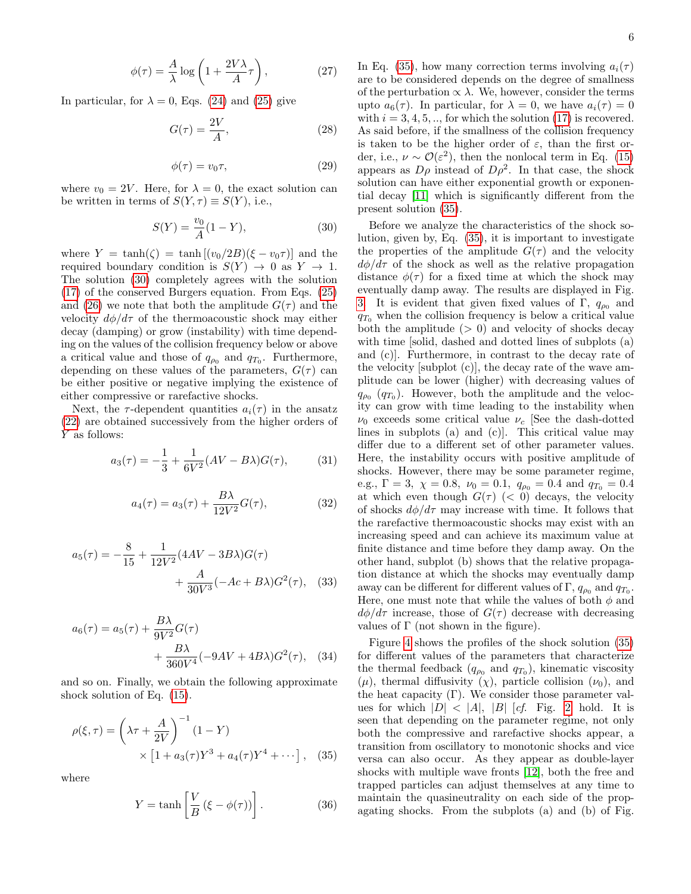$$\phi(\tau) = \frac{A}{\lambda} \log\left(1 + \frac{2V\lambda}{A}\tau\right), \tag{27}$$

In particular, for $\lambda = 0$, Eqs. (24) and (25) give

$$G(\tau) = \frac{2V}{A}, \tag{28}$$

$$\phi(\tau) = v_0 \tau, \tag{29}$$

where $v_0 = 2V$. Here, for $\lambda = 0$, the exact solution can be written in terms of $S(Y, \tau) \equiv S(Y)$, i.e.,

$$S(Y) = \frac{v_0}{A}(1 - Y), \tag{30}$$

where $Y = \tanh(\zeta) = \tanh\left[(v_0/2B)(\xi - v_0\tau)\right]$ and the required boundary condition is $S(Y) \to 0$ as $Y \to 1$. The solution (30) completely agrees with the solution (17) of the conserved Burgers equation. From Eqs. (25) and (26) we note that both the amplitude $G(\tau)$ and the velocity $d\phi/d\tau$ of the thermoacoustic shock may either decay (damping) or grow (instability) with time depending on the values of the collision frequency below or above a critical value and those of $q_{\rho_0}$ and $q_{T_0}$. Furthermore, depending on these values of the parameters, $G(\tau)$ can be either positive or negative implying the existence of either compressive or rarefactive shocks.

Next, the $\tau$-dependent quantities $a_i(\tau)$ in the ansatz (22) are obtained successively from the higher orders of $Y$ as follows:

$$a_3(\tau) = -\frac{1}{3} + \frac{1}{6V^2}(AV - B\lambda)G(\tau), \tag{31}$$

$$a_4(\tau) = a_3(\tau) + \frac{B\lambda}{12V^2}G(\tau), \tag{32}$$

$$a_5(\tau) = -\frac{8}{15} + \frac{1}{12V^2}(4AV - 3B\lambda)G(\tau) + \frac{A}{30V^3}(-Ac + B\lambda)G^2(\tau), \tag{33}$$

$$a_6(\tau) = a_5(\tau) + \frac{B\lambda}{9V^2}G(\tau) + \frac{B\lambda}{360V^4}(-9AV + 4B\lambda)G^2(\tau), \tag{34}$$

and so on. Finally, we obtain the following approximate shock solution of Eq. (15).

$$\rho(\xi, \tau) = \left(\lambda\tau + \frac{A}{2V}\right)^{-1}(1 - Y) \times \left[1 + a_3(\tau)Y^3 + a_4(\tau)Y^4 + \cdots\right], \tag{35}$$

where

$$Y = \tanh\left[\frac{V}{B}\left(\xi - \phi(\tau)\right)\right]. \tag{36}$$

In Eq. (35), how many correction terms involving $a_i(\tau)$ are to be considered depends on the degree of smallness of the perturbation $\propto \lambda$. We, however, consider the terms upto $a_6(\tau)$. In particular, for $\lambda = 0$, we have $a_i(\tau) = 0$ with $i = 3, 4, 5, ..,$ for which the solution (17) is recovered. As said before, if the smallness of the collision frequency is taken to be the higher order of $\varepsilon$, than the first order, i.e., $\nu \sim \mathcal{O}(\varepsilon^2)$, then the nonlocal term in Eq. (15) appears as $D\rho$ instead of $D\rho^2$. In that case, the shock solution can have either exponential growth or exponential decay [11] which is significantly different from the present solution (35).

Before we analyze the characteristics of the shock solution, given by, Eq. (35), it is important to investigate the properties of the amplitude $G(\tau)$ and the velocity $d\phi/d\tau$ of the shock as well as the relative propagation distance $\phi(\tau)$ for a fixed time at which the shock may eventually damp away. The results are displayed in Fig. 3. It is evident that given fixed values of $\Gamma$, $q_{\rho_0}$ and $q_{T_0}$ when the collision frequency is below a critical value both the amplitude ($> 0$) and velocity of shocks decay with time [solid, dashed and dotted lines of subplots (a) and (c)]. Furthermore, in contrast to the decay rate of the velocity [subplot (c)], the decay rate of the wave amplitude can be lower (higher) with decreasing values of $q_{\rho_0}$ ($q_{T_0}$). However, both the amplitude and the velocity can grow with time leading to the instability when $\nu_0$ exceeds some critical value $\nu_c$ [See the dash-dotted lines in subplots (a) and (c)]. This critical value may differ due to a different set of other parameter values. Here, the instability occurs with positive amplitude of shocks. However, there may be some parameter regime, e.g., $\Gamma = 3$, $\chi = 0.8$, $\nu_0 = 0.1$, $q_{\rho_0} = 0.4$ and $q_{T_0} = 0.4$ at which even though $G(\tau)$ ($< 0$) decays, the velocity of shocks $d\phi/d\tau$ may increase with time. It follows that the rarefactive thermoacoustic shocks may exist with an increasing speed and can achieve its maximum value at finite distance and time before they damp away. On the other hand, subplot (b) shows that the relative propagation distance at which the shocks may eventually damp away can be different for different values of $\Gamma$, $q_{\rho_0}$ and $q_{T_0}$. Here, one must note that while the values of both $\phi$ and $d\phi/d\tau$ increase, those of $G(\tau)$ decrease with decreasing values of $\Gamma$ (not shown in the figure).

Figure 4 shows the profiles of the shock solution (35) for different values of the parameters that characterize the thermal feedback ($q_{\rho_0}$ and $q_{T_0}$), kinematic viscosity ($\mu$), thermal diffusivity ($\chi$), particle collision ($\nu_0$), and the heat capacity ($\Gamma$). We consider those parameter values for which $|D| < |A|$, $|B|$ [*cf.* Fig. 2] hold. It is seen that depending on the parameter regime, not only both the compressive and rarefactive shocks appear, a transition from oscillatory to monotonic shocks and vice versa can also occur. As they appear as double-layer shocks with multiple wave fronts [12], both the free and trapped particles can adjust themselves at any time to maintain the quasineutrality on each side of the propagating shocks. From the subplots (a) and (b) of Fig.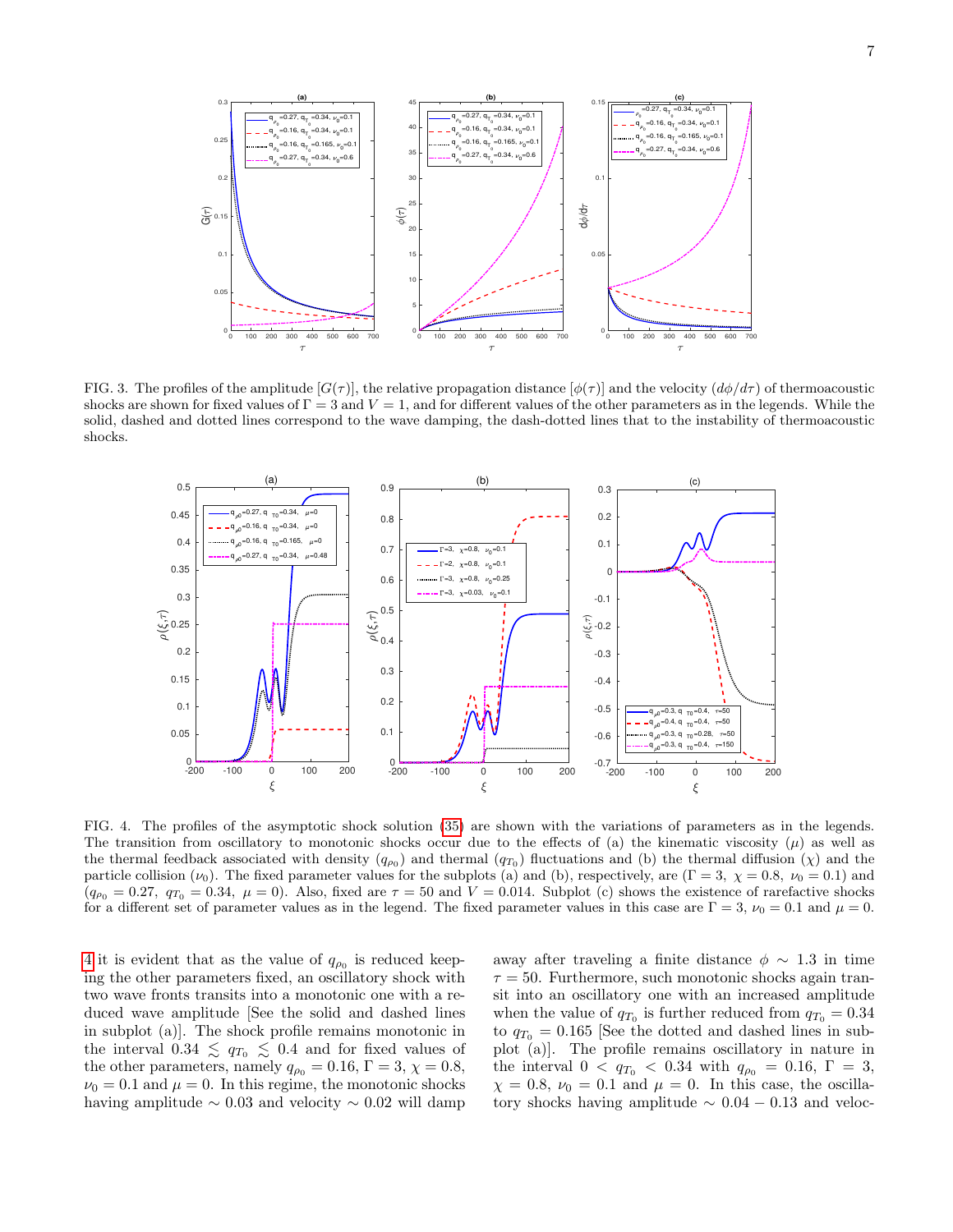FIG. 3. The profiles of the amplitude $[G(\tau)]$, the relative propagation distance $[\phi(\tau)]$ and the velocity $(d\phi/d\tau)$ of thermoacoustic shocks are shown for fixed values of $\Gamma = 3$ and $V = 1$, and for different values of the other parameters as in the legends. While the solid, dashed and dotted lines correspond to the wave damping, the dash-dotted lines that to the instability of thermoacoustic shocks.

FIG. 4. The profiles of the asymptotic shock solution (35) are shown with the variations of parameters as in the legends. The transition from oscillatory to monotonic shocks occur due to the effects of (a) the kinematic viscosity $(\mu)$ as well as the thermal feedback associated with density $(q_{\rho_0})$ and thermal $(q_{T_0})$ fluctuations and (b) the thermal diffusion $(\chi)$ and the particle collision $(\nu_0)$. The fixed parameter values for the subplots (a) and (b), respectively, are $(\Gamma = 3,\ \chi = 0.8,\ \nu_0 = 0.1)$ and $(q_{\rho_0} = 0.27,\ q_{T_0} = 0.34,\ \mu = 0)$. Also, fixed are $\tau = 50$ and $V = 0.014$. Subplot (c) shows the existence of rarefactive shocks for a different set of parameter values as in the legend. The fixed parameter values in this case are $\Gamma = 3$, $\nu_0 = 0.1$ and $\mu = 0$.

4 it is evident that as the value of $q_{\rho_0}$ is reduced keeping the other parameters fixed, an oscillatory shock with two wave fronts transits into a monotonic one with a reduced wave amplitude [See the solid and dashed lines in subplot (a)]. The shock profile remains monotonic in the interval $0.34 \lesssim q_{T_0} \lesssim 0.4$ and for fixed values of the other parameters, namely $q_{\rho_0} = 0.16$, $\Gamma = 3$, $\chi = 0.8$, $\nu_0 = 0.1$ and $\mu = 0$. In this regime, the monotonic shocks having amplitude $\sim 0.03$ and velocity $\sim 0.02$ will damp away after traveling a finite distance $\phi \sim 1.3$ in time $\tau = 50$. Furthermore, such monotonic shocks again transit into an oscillatory one with an increased amplitude when the value of $q_{T_0}$ is further reduced from $q_{T_0} = 0.34$ to $q_{T_0} = 0.165$ [See the dotted and dashed lines in subplot (a)]. The profile remains oscillatory in nature in the interval $0 < q_{T_0} < 0.34$ with $q_{\rho_0} = 0.16$, $\Gamma = 3$, $\chi = 0.8$, $\nu_0 = 0.1$ and $\mu = 0$. In this case, the oscillatory shocks having amplitude $\sim 0.04 - 0.13$ and veloc-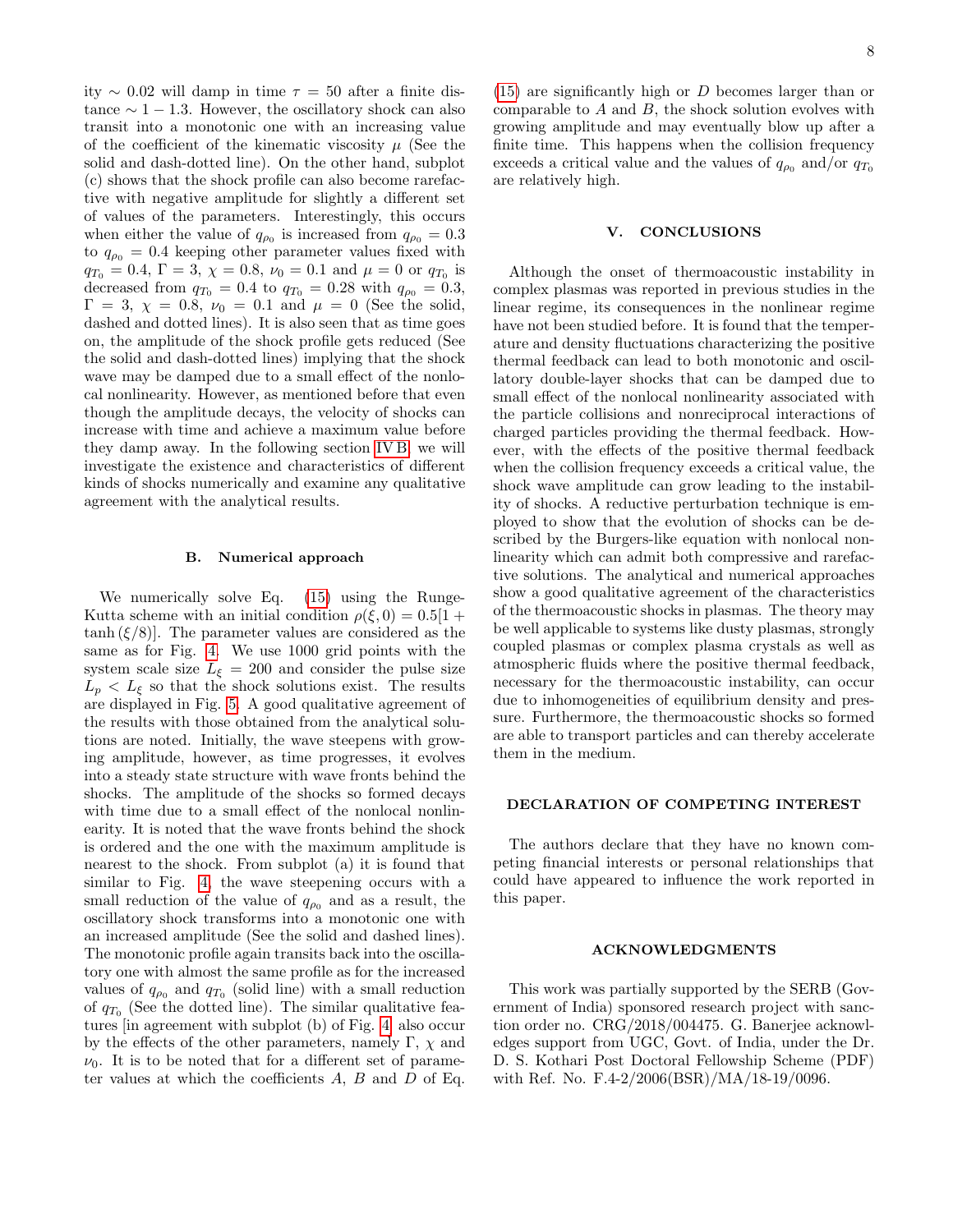ity $\sim 0.02$ will damp in time $\tau = 50$ after a finite distance $\sim 1 - 1.3$. However, the oscillatory shock can also transit into a monotonic one with an increasing value of the coefficient of the kinematic viscosity $\mu$ (See the solid and dash-dotted line). On the other hand, subplot (c) shows that the shock profile can also become rarefactive with negative amplitude for slightly a different set of values of the parameters. Interestingly, this occurs when either the value of $q_{\rho_0}$ is increased from $q_{\rho_0} = 0.3$ to $q_{\rho_0} = 0.4$ keeping other parameter values fixed with $q_{T_0} = 0.4$, $\Gamma = 3$, $\chi = 0.8$, $\nu_0 = 0.1$ and $\mu = 0$ or $q_{T_0}$ is decreased from $q_{T_0} = 0.4$ to $q_{T_0} = 0.28$ with $q_{\rho_0} = 0.3$, $\Gamma = 3$, $\chi = 0.8$, $\nu_0 = 0.1$ and $\mu = 0$ (See the solid, dashed and dotted lines). It is also seen that as time goes on, the amplitude of the shock profile gets reduced (See the solid and dash-dotted lines) implying that the shock wave may be damped due to a small effect of the nonlocal nonlinearity. However, as mentioned before that even though the amplitude decays, the velocity of shocks can increase with time and achieve a maximum value before they damp away. In the following section IV B, we will investigate the existence and characteristics of different kinds of shocks numerically and examine any qualitative agreement with the analytical results.

### B. Numerical approach

We numerically solve Eq. (15) using the Runge-Kutta scheme with an initial condition $\rho(\xi, 0) = 0.5[1 + \tanh(\xi/8)]$. The parameter values are considered as the same as for Fig. 4. We use 1000 grid points with the system scale size $L_\xi = 200$ and consider the pulse size $L_p < L_\xi$ so that the shock solutions exist. The results are displayed in Fig. 5. A good qualitative agreement of the results with those obtained from the analytical solutions are noted. Initially, the wave steepens with growing amplitude, however, as time progresses, it evolves into a steady state structure with wave fronts behind the shocks. The amplitude of the shocks so formed decays with time due to a small effect of the nonlocal nonlinearity. It is noted that the wave fronts behind the shock is ordered and the one with the maximum amplitude is nearest to the shock. From subplot (a) it is found that similar to Fig. 4, the wave steepening occurs with a small reduction of the value of $q_{\rho_0}$ and as a result, the oscillatory shock transforms into a monotonic one with an increased amplitude (See the solid and dashed lines). The monotonic profile again transits back into the oscillatory one with almost the same profile as for the increased values of $q_{\rho_0}$ and $q_{T_0}$ (solid line) with a small reduction of $q_{T_0}$ (See the dotted line). The similar qualitative features [in agreement with subplot (b) of Fig. 4] also occur by the effects of the other parameters, namely $\Gamma$, $\chi$ and $\nu_0$. It is to be noted that for a different set of parameter values at which the coefficients $A$, $B$ and $D$ of Eq. (15) are significantly high or $D$ becomes larger than or comparable to $A$ and $B$, the shock solution evolves with growing amplitude and may eventually blow up after a finite time. This happens when the collision frequency exceeds a critical value and the values of $q_{\rho_0}$ and/or $q_{T_0}$ are relatively high.

## V. CONCLUSIONS

Although the onset of thermoacoustic instability in complex plasmas was reported in previous studies in the linear regime, its consequences in the nonlinear regime have not been studied before. It is found that the temperature and density fluctuations characterizing the positive thermal feedback can lead to both monotonic and oscillatory double-layer shocks that can be damped due to small effect of the nonlocal nonlinearity associated with the particle collisions and nonreciprocal interactions of charged particles providing the thermal feedback. However, with the effects of the positive thermal feedback when the collision frequency exceeds a critical value, the shock wave amplitude can grow leading to the instability of shocks. A reductive perturbation technique is employed to show that the evolution of shocks can be described by the Burgers-like equation with nonlocal nonlinearity which can admit both compressive and rarefactive solutions. The analytical and numerical approaches show a good qualitative agreement of the characteristics of the thermoacoustic shocks in plasmas. The theory may be well applicable to systems like dusty plasmas, strongly coupled plasmas or complex plasma crystals as well as atmospheric fluids where the positive thermal feedback, necessary for the thermoacoustic instability, can occur due to inhomogeneities of equilibrium density and pressure. Furthermore, the thermoacoustic shocks so formed are able to transport particles and can thereby accelerate them in the medium.

## DECLARATION OF COMPETING INTEREST

The authors declare that they have no known competing financial interests or personal relationships that could have appeared to influence the work reported in this paper.

## ACKNOWLEDGMENTS

This work was partially supported by the SERB (Government of India) sponsored research project with sanction order no. CRG/2018/004475. G. Banerjee acknowledges support from UGC, Govt. of India, under the Dr. D. S. Kothari Post Doctoral Fellowship Scheme (PDF) with Ref. No. F.4-2/2006(BSR)/MA/18-19/0096.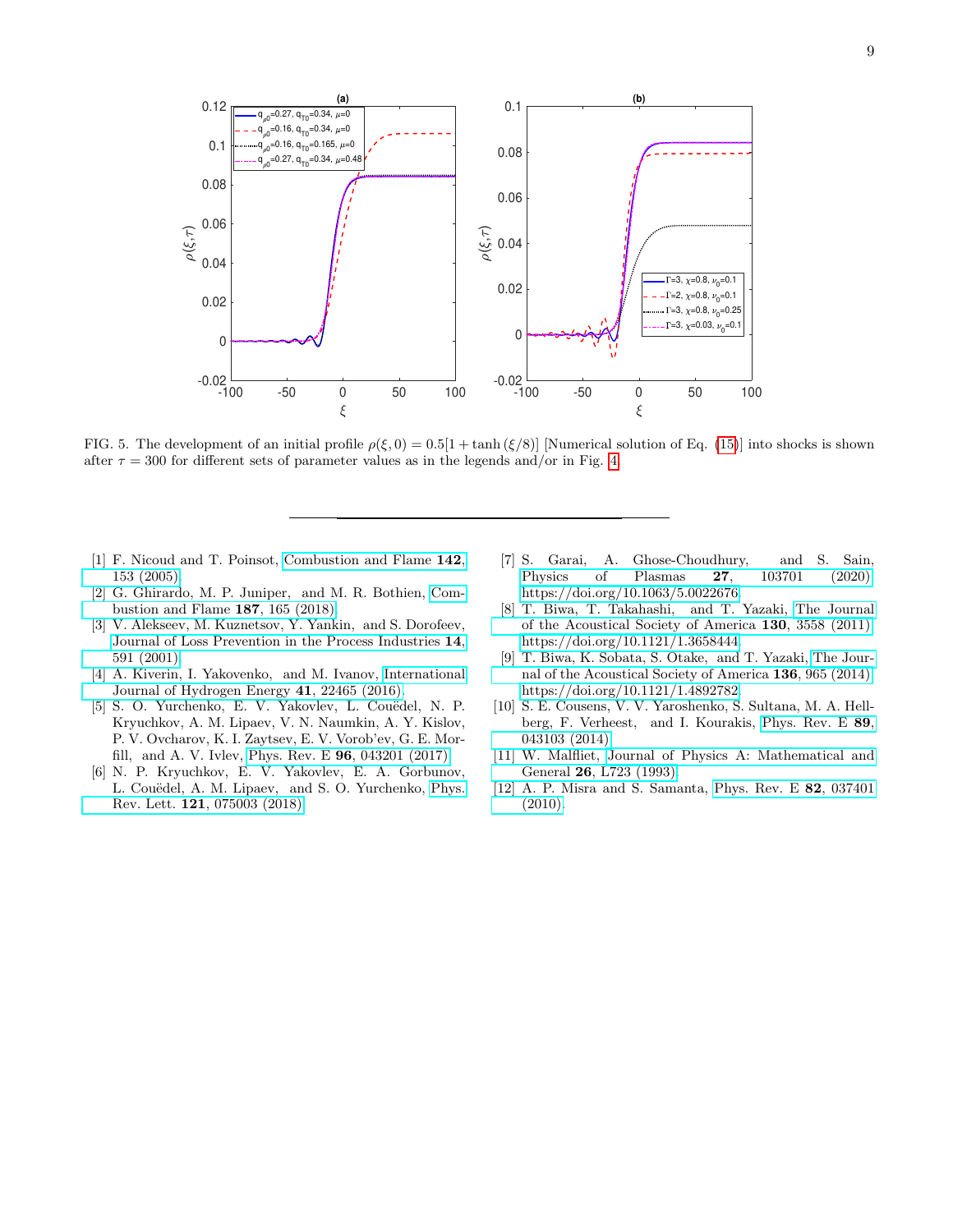(a)

0.12
0.1
0.08
0.06
0.04
0.02
0
-0.02

-100 -50 0 50 100

$\rho(\xi,\tau)$

$\xi$

$q_{\rho 0}$=0.27, $q_{T0}$=0.34, $\mu$=0
$q_{\rho 0}$=0.16, $q_{T0}$=0.34, $\mu$=0
$q_{\rho 0}$=0.16, $q_{T0}$=0.165, $\mu$=0
$q_{\rho 0}$=0.27, $q_{T0}$=0.34, $\mu$=0.48

(b)

0.1
0.08
0.06
0.04
0.02
0
-0.02

-100 -50 0 50 100

$\rho(\xi,\tau)$

$\xi$

$\Gamma$=3, $\chi$=0.8, $\nu_0$=0.1
$\Gamma$=2, $\chi$=0.8, $\nu_0$=0.1
$\Gamma$=3, $\chi$=0.8, $\nu_0$=0.25
$\Gamma$=3, $\chi$=0.03, $\nu_0$=0.1

FIG. 5. The development of an initial profile $\rho(\xi, 0) = 0.5[1 + \tanh(\xi/8)]$ [Numerical solution of Eq. (15)] into shocks is shown after $\tau = 300$ for different sets of parameter values as in the legends and/or in Fig. 4.

---

[1] F. Nicoud and T. Poinsot, Combustion and Flame **142**, 153 (2005).

[2] G. Ghirardo, M. P. Juniper, and M. R. Bothien, Combustion and Flame **187**, 165 (2018).

[3] V. Alekseev, M. Kuznetsov, Y. Yankin, and S. Dorofeev, Journal of Loss Prevention in the Process Industries **14**, 591 (2001).

[4] A. Kiverin, I. Yakovenko, and M. Ivanov, International Journal of Hydrogen Energy **41**, 22465 (2016).

[5] S. O. Yurchenko, E. V. Yakovlev, L. Couëdel, N. P. Kryuchkov, A. M. Lipaev, V. N. Naumkin, A. Y. Kislov, P. V. Ovcharov, K. I. Zaytsev, E. V. Vorob'ev, G. E. Morfill, and A. V. Ivlev, Phys. Rev. E **96**, 043201 (2017).

[6] N. P. Kryuchkov, E. V. Yakovlev, E. A. Gorbunov, L. Couëdel, A. M. Lipaev, and S. O. Yurchenko, Phys. Rev. Lett. **121**, 075003 (2018).

[7] S. Garai, A. Ghose-Choudhury, and S. Sain, Physics of Plasmas **27**, 103701 (2020), https://doi.org/10.1063/5.0022676.

[8] T. Biwa, T. Takahashi, and T. Yazaki, The Journal of the Acoustical Society of America **130**, 3558 (2011), https://doi.org/10.1121/1.3658444.

[9] T. Biwa, K. Sobata, S. Otake, and T. Yazaki, The Journal of the Acoustical Society of America **136**, 965 (2014), https://doi.org/10.1121/1.4892782.

[10] S. E. Cousens, V. V. Yaroshenko, S. Sultana, M. A. Hellberg, F. Verheest, and I. Kourakis, Phys. Rev. E **89**, 043103 (2014).

[11] W. Malfliet, Journal of Physics A: Mathematical and General **26**, L723 (1993).

[12] A. P. Misra and S. Samanta, Phys. Rev. E **82**, 037401 (2010).